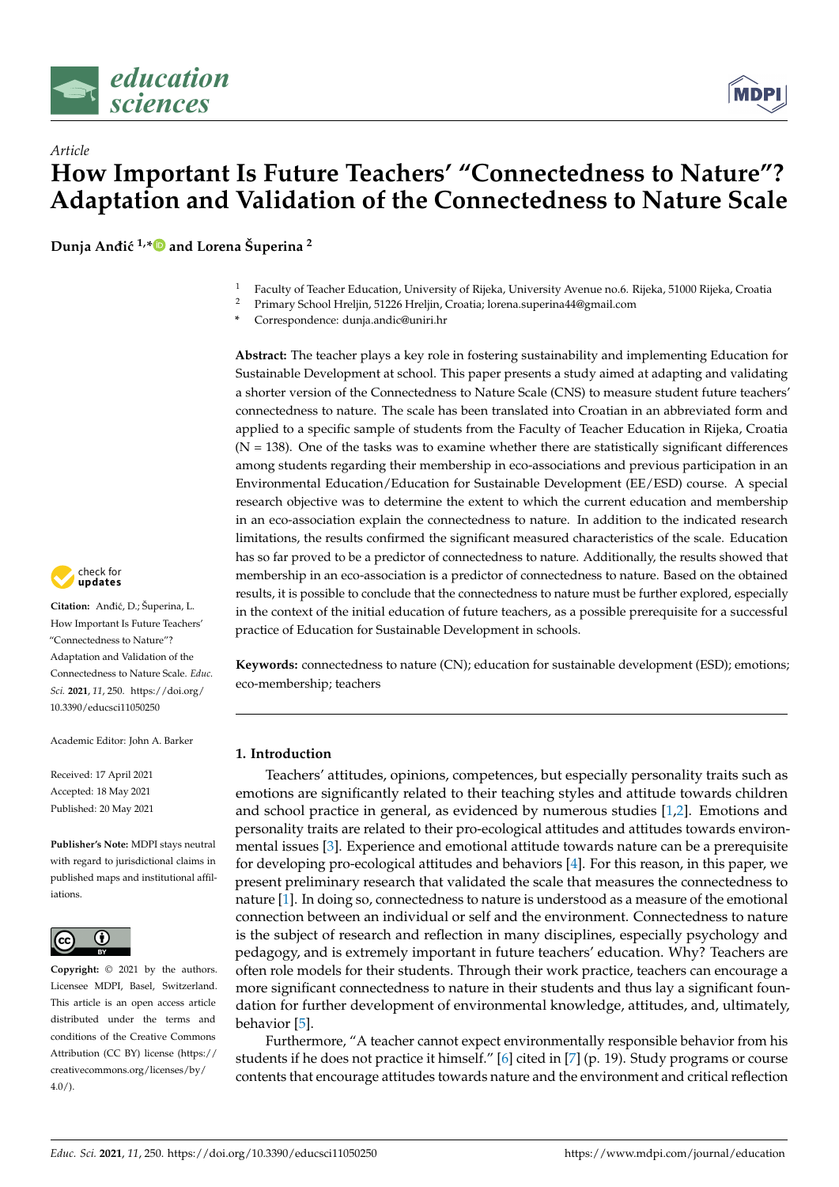*Article*

# How Important Is Future Teachers' "Connectedness to Nature"? Adaptation and Validation of the Connectedness to Nature Scale

**Dunja Anđić [1,*] and Lorena Šuperina [2]**

[1] Faculty of Teacher Education, University of Rijeka, University Avenue no.6. Rijeka, 51000 Rijeka, Croatia
[2] Primary School Hreljin, 51226 Hreljin, Croatia; lorena.superina44@gmail.com
[*] Correspondence: dunja.andic@uniri.hr

**Abstract:** The teacher plays a key role in fostering sustainability and implementing Education for Sustainable Development at school. This paper presents a study aimed at adapting and validating a shorter version of the Connectedness to Nature Scale (CNS) to measure student future teachers' connectedness to nature. The scale has been translated into Croatian in an abbreviated form and applied to a specific sample of students from the Faculty of Teacher Education in Rijeka, Croatia (N = 138). One of the tasks was to examine whether there are statistically significant differences among students regarding their membership in eco-associations and previous participation in an Environmental Education/Education for Sustainable Development (EE/ESD) course. A special research objective was to determine the extent to which the current education and membership in an eco-association explain the connectedness to nature. In addition to the indicated research limitations, the results confirmed the significant measured characteristics of the scale. Education has so far proved to be a predictor of connectedness to nature. Additionally, the results showed that membership in an eco-association is a predictor of connectedness to nature. Based on the obtained results, it is possible to conclude that the connectedness to nature must be further explored, especially in the context of the initial education of future teachers, as a possible prerequisite for a successful practice of Education for Sustainable Development in schools.

**Keywords:** connectedness to nature (CN); education for sustainable development (ESD); emotions; eco-membership; teachers

**Citation:** Anđić, D.; Šuperina, L. How Important Is Future Teachers' "Connectedness to Nature"? Adaptation and Validation of the Connectedness to Nature Scale. *Educ. Sci.* **2021**, *11*, 250. https://doi.org/10.3390/educsci11050250

Academic Editor: John A. Barker

Received: 17 April 2021
Accepted: 18 May 2021
Published: 20 May 2021

**Publisher's Note:** MDPI stays neutral with regard to jurisdictional claims in published maps and institutional affiliations.

**Copyright:** © 2021 by the authors. Licensee MDPI, Basel, Switzerland. This article is an open access article distributed under the terms and conditions of the Creative Commons Attribution (CC BY) license (https://creativecommons.org/licenses/by/4.0/).

## 1. Introduction

Teachers' attitudes, opinions, competences, but especially personality traits such as emotions are significantly related to their teaching styles and attitude towards children and school practice in general, as evidenced by numerous studies [1,2]. Emotions and personality traits are related to their pro-ecological attitudes and attitudes towards environmental issues [3]. Experience and emotional attitude towards nature can be a prerequisite for developing pro-ecological attitudes and behaviors [4]. For this reason, in this paper, we present preliminary research that validated the scale that measures the connectedness to nature [1]. In doing so, connectedness to nature is understood as a measure of the emotional connection between an individual or self and the environment. Connectedness to nature is the subject of research and reflection in many disciplines, especially psychology and pedagogy, and is extremely important in future teachers' education. Why? Teachers are often role models for their students. Through their work practice, teachers can encourage a more significant connectedness to nature in their students and thus lay a significant foundation for further development of environmental knowledge, attitudes, and, ultimately, behavior [5].

Furthermore, "A teacher cannot expect environmentally responsible behavior from his students if he does not practice it himself." [6] cited in [7] (p. 19). Study programs or course contents that encourage attitudes towards nature and the environment and critical reflection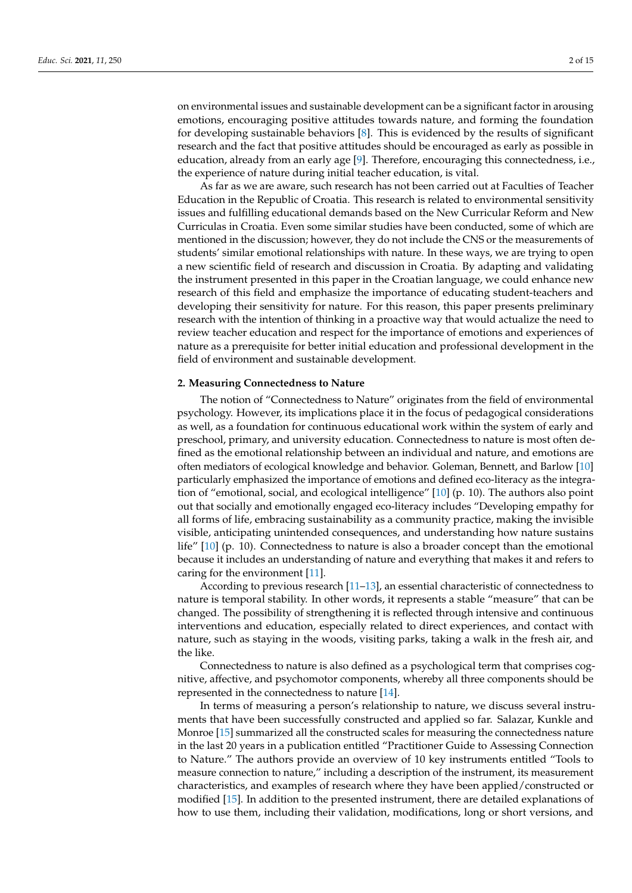on environmental issues and sustainable development can be a significant factor in arousing emotions, encouraging positive attitudes towards nature, and forming the foundation for developing sustainable behaviors [8]. This is evidenced by the results of significant research and the fact that positive attitudes should be encouraged as early as possible in education, already from an early age [9]. Therefore, encouraging this connectedness, i.e., the experience of nature during initial teacher education, is vital.

As far as we are aware, such research has not been carried out at Faculties of Teacher Education in the Republic of Croatia. This research is related to environmental sensitivity issues and fulfilling educational demands based on the New Curricular Reform and New Curriculas in Croatia. Even some similar studies have been conducted, some of which are mentioned in the discussion; however, they do not include the CNS or the measurements of students' similar emotional relationships with nature. In these ways, we are trying to open a new scientific field of research and discussion in Croatia. By adapting and validating the instrument presented in this paper in the Croatian language, we could enhance new research of this field and emphasize the importance of educating student-teachers and developing their sensitivity for nature. For this reason, this paper presents preliminary research with the intention of thinking in a proactive way that would actualize the need to review teacher education and respect for the importance of emotions and experiences of nature as a prerequisite for better initial education and professional development in the field of environment and sustainable development.

## 2. Measuring Connectedness to Nature

The notion of "Connectedness to Nature" originates from the field of environmental psychology. However, its implications place it in the focus of pedagogical considerations as well, as a foundation for continuous educational work within the system of early and preschool, primary, and university education. Connectedness to nature is most often defined as the emotional relationship between an individual and nature, and emotions are often mediators of ecological knowledge and behavior. Goleman, Bennett, and Barlow [10] particularly emphasized the importance of emotions and defined eco-literacy as the integration of "emotional, social, and ecological intelligence" [10] (p. 10). The authors also point out that socially and emotionally engaged eco-literacy includes "Developing empathy for all forms of life, embracing sustainability as a community practice, making the invisible visible, anticipating unintended consequences, and understanding how nature sustains life" [10] (p. 10). Connectedness to nature is also a broader concept than the emotional because it includes an understanding of nature and everything that makes it and refers to caring for the environment [11].

According to previous research [11–13], an essential characteristic of connectedness to nature is temporal stability. In other words, it represents a stable "measure" that can be changed. The possibility of strengthening it is reflected through intensive and continuous interventions and education, especially related to direct experiences, and contact with nature, such as staying in the woods, visiting parks, taking a walk in the fresh air, and the like.

Connectedness to nature is also defined as a psychological term that comprises cognitive, affective, and psychomotor components, whereby all three components should be represented in the connectedness to nature [14].

In terms of measuring a person's relationship to nature, we discuss several instruments that have been successfully constructed and applied so far. Salazar, Kunkle and Monroe [15] summarized all the constructed scales for measuring the connectedness nature in the last 20 years in a publication entitled "Practitioner Guide to Assessing Connection to Nature." The authors provide an overview of 10 key instruments entitled "Tools to measure connection to nature," including a description of the instrument, its measurement characteristics, and examples of research where they have been applied/constructed or modified [15]. In addition to the presented instrument, there are detailed explanations of how to use them, including their validation, modifications, long or short versions, and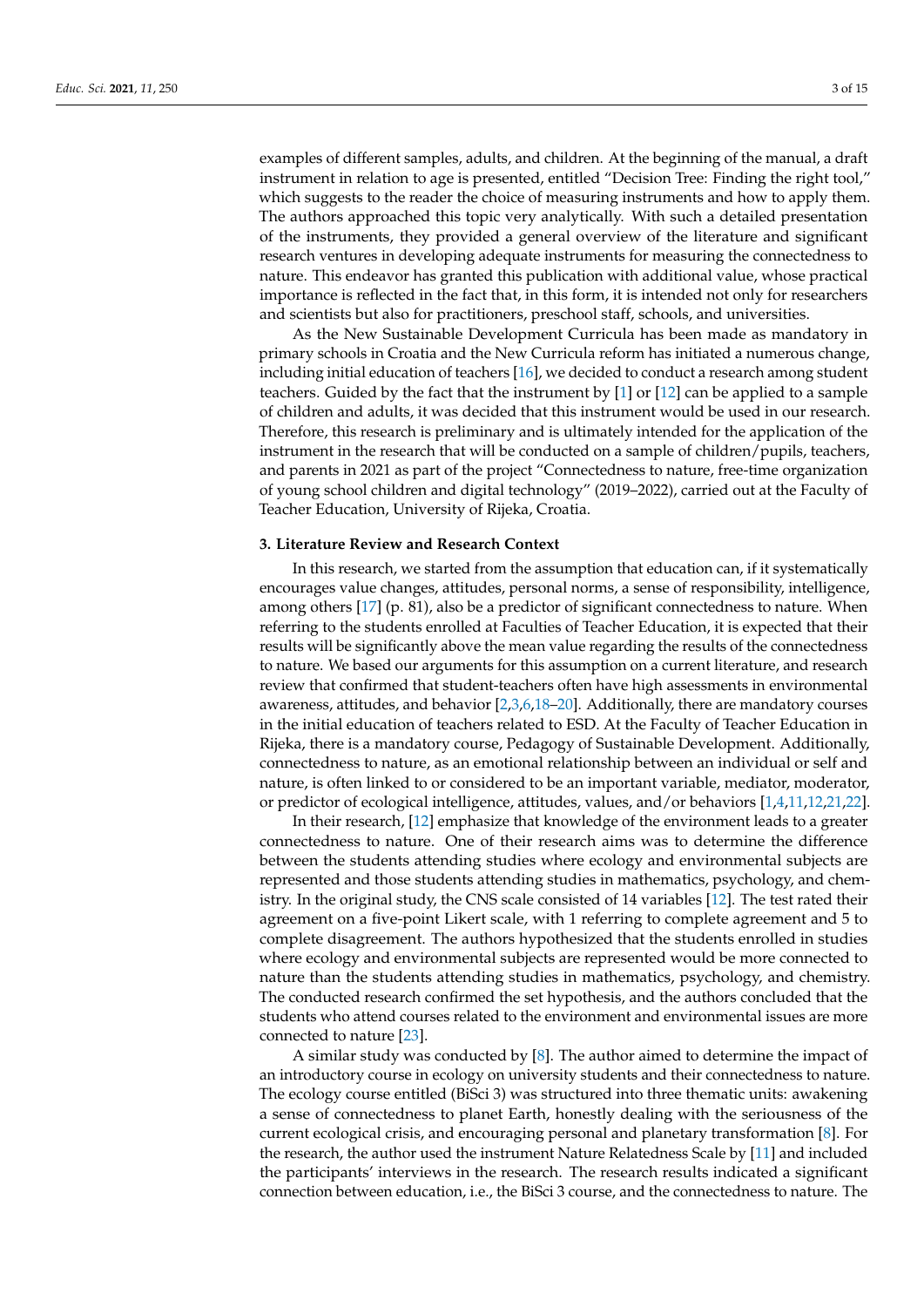examples of different samples, adults, and children. At the beginning of the manual, a draft instrument in relation to age is presented, entitled "Decision Tree: Finding the right tool," which suggests to the reader the choice of measuring instruments and how to apply them. The authors approached this topic very analytically. With such a detailed presentation of the instruments, they provided a general overview of the literature and significant research ventures in developing adequate instruments for measuring the connectedness to nature. This endeavor has granted this publication with additional value, whose practical importance is reflected in the fact that, in this form, it is intended not only for researchers and scientists but also for practitioners, preschool staff, schools, and universities.

As the New Sustainable Development Curricula has been made as mandatory in primary schools in Croatia and the New Curricula reform has initiated a numerous change, including initial education of teachers [16], we decided to conduct a research among student teachers. Guided by the fact that the instrument by [1] or [12] can be applied to a sample of children and adults, it was decided that this instrument would be used in our research. Therefore, this research is preliminary and is ultimately intended for the application of the instrument in the research that will be conducted on a sample of children/pupils, teachers, and parents in 2021 as part of the project "Connectedness to nature, free-time organization of young school children and digital technology" (2019–2022), carried out at the Faculty of Teacher Education, University of Rijeka, Croatia.

## 3. Literature Review and Research Context

In this research, we started from the assumption that education can, if it systematically encourages value changes, attitudes, personal norms, a sense of responsibility, intelligence, among others [17] (p. 81), also be a predictor of significant connectedness to nature. When referring to the students enrolled at Faculties of Teacher Education, it is expected that their results will be significantly above the mean value regarding the results of the connectedness to nature. We based our arguments for this assumption on a current literature, and research review that confirmed that student-teachers often have high assessments in environmental awareness, attitudes, and behavior [2,3,6,18–20]. Additionally, there are mandatory courses in the initial education of teachers related to ESD. At the Faculty of Teacher Education in Rijeka, there is a mandatory course, Pedagogy of Sustainable Development. Additionally, connectedness to nature, as an emotional relationship between an individual or self and nature, is often linked to or considered to be an important variable, mediator, moderator, or predictor of ecological intelligence, attitudes, values, and/or behaviors [1,4,11,12,21,22].

In their research, [12] emphasize that knowledge of the environment leads to a greater connectedness to nature. One of their research aims was to determine the difference between the students attending studies where ecology and environmental subjects are represented and those students attending studies in mathematics, psychology, and chemistry. In the original study, the CNS scale consisted of 14 variables [12]. The test rated their agreement on a five-point Likert scale, with 1 referring to complete agreement and 5 to complete disagreement. The authors hypothesized that the students enrolled in studies where ecology and environmental subjects are represented would be more connected to nature than the students attending studies in mathematics, psychology, and chemistry. The conducted research confirmed the set hypothesis, and the authors concluded that the students who attend courses related to the environment and environmental issues are more connected to nature [23].

A similar study was conducted by [8]. The author aimed to determine the impact of an introductory course in ecology on university students and their connectedness to nature. The ecology course entitled (BiSci 3) was structured into three thematic units: awakening a sense of connectedness to planet Earth, honestly dealing with the seriousness of the current ecological crisis, and encouraging personal and planetary transformation [8]. For the research, the author used the instrument Nature Relatedness Scale by [11] and included the participants' interviews in the research. The research results indicated a significant connection between education, i.e., the BiSci 3 course, and the connectedness to nature. The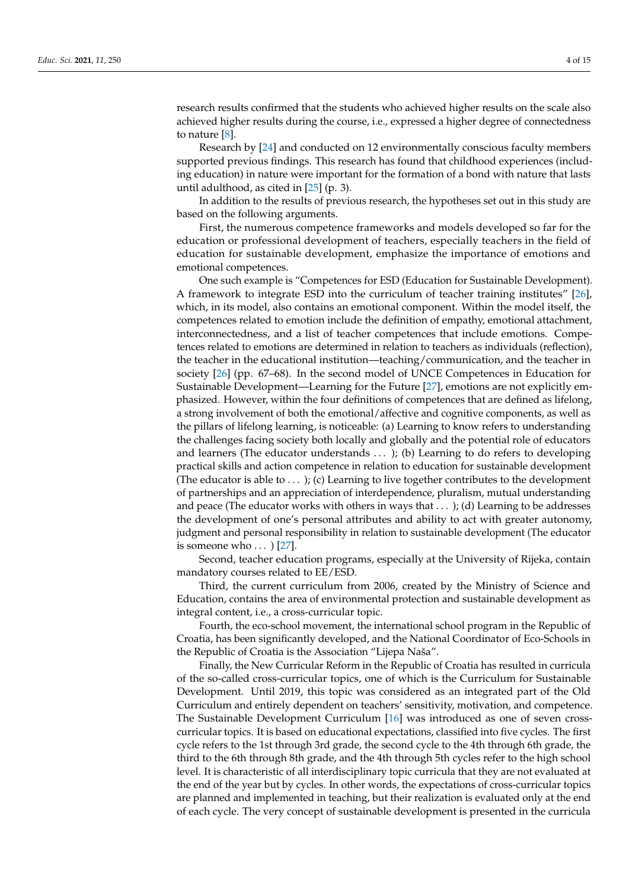research results confirmed that the students who achieved higher results on the scale also achieved higher results during the course, i.e., expressed a higher degree of connectedness to nature [8].

Research by [24] and conducted on 12 environmentally conscious faculty members supported previous findings. This research has found that childhood experiences (including education) in nature were important for the formation of a bond with nature that lasts until adulthood, as cited in [25] (p. 3).

In addition to the results of previous research, the hypotheses set out in this study are based on the following arguments.

First, the numerous competence frameworks and models developed so far for the education or professional development of teachers, especially teachers in the field of education for sustainable development, emphasize the importance of emotions and emotional competences.

One such example is "Competences for ESD (Education for Sustainable Development). A framework to integrate ESD into the curriculum of teacher training institutes" [26], which, in its model, also contains an emotional component. Within the model itself, the competences related to emotion include the definition of empathy, emotional attachment, interconnectedness, and a list of teacher competences that include emotions. Competences related to emotions are determined in relation to teachers as individuals (reflection), the teacher in the educational institution—teaching/communication, and the teacher in society [26] (pp. 67–68). In the second model of UNCE Competences in Education for Sustainable Development—Learning for the Future [27], emotions are not explicitly emphasized. However, within the four definitions of competences that are defined as lifelong, a strong involvement of both the emotional/affective and cognitive components, as well as the pillars of lifelong learning, is noticeable: (a) Learning to know refers to understanding the challenges facing society both locally and globally and the potential role of educators and learners (The educator understands . . . ); (b) Learning to do refers to developing practical skills and action competence in relation to education for sustainable development (The educator is able to . . . ); (c) Learning to live together contributes to the development of partnerships and an appreciation of interdependence, pluralism, mutual understanding and peace (The educator works with others in ways that . . . ); (d) Learning to be addresses the development of one's personal attributes and ability to act with greater autonomy, judgment and personal responsibility in relation to sustainable development (The educator is someone who . . . ) [27].

Second, teacher education programs, especially at the University of Rijeka, contain mandatory courses related to EE/ESD.

Third, the current curriculum from 2006, created by the Ministry of Science and Education, contains the area of environmental protection and sustainable development as integral content, i.e., a cross-curricular topic.

Fourth, the eco-school movement, the international school program in the Republic of Croatia, has been significantly developed, and the National Coordinator of Eco-Schools in the Republic of Croatia is the Association "Lijepa Naša".

Finally, the New Curricular Reform in the Republic of Croatia has resulted in curricula of the so-called cross-curricular topics, one of which is the Curriculum for Sustainable Development. Until 2019, this topic was considered as an integrated part of the Old Curriculum and entirely dependent on teachers' sensitivity, motivation, and competence. The Sustainable Development Curriculum [16] was introduced as one of seven cross-curricular topics. It is based on educational expectations, classified into five cycles. The first cycle refers to the 1st through 3rd grade, the second cycle to the 4th through 6th grade, the third to the 6th through 8th grade, and the 4th through 5th cycles refer to the high school level. It is characteristic of all interdisciplinary topic curricula that they are not evaluated at the end of the year but by cycles. In other words, the expectations of cross-curricular topics are planned and implemented in teaching, but their realization is evaluated only at the end of each cycle. The very concept of sustainable development is presented in the curricula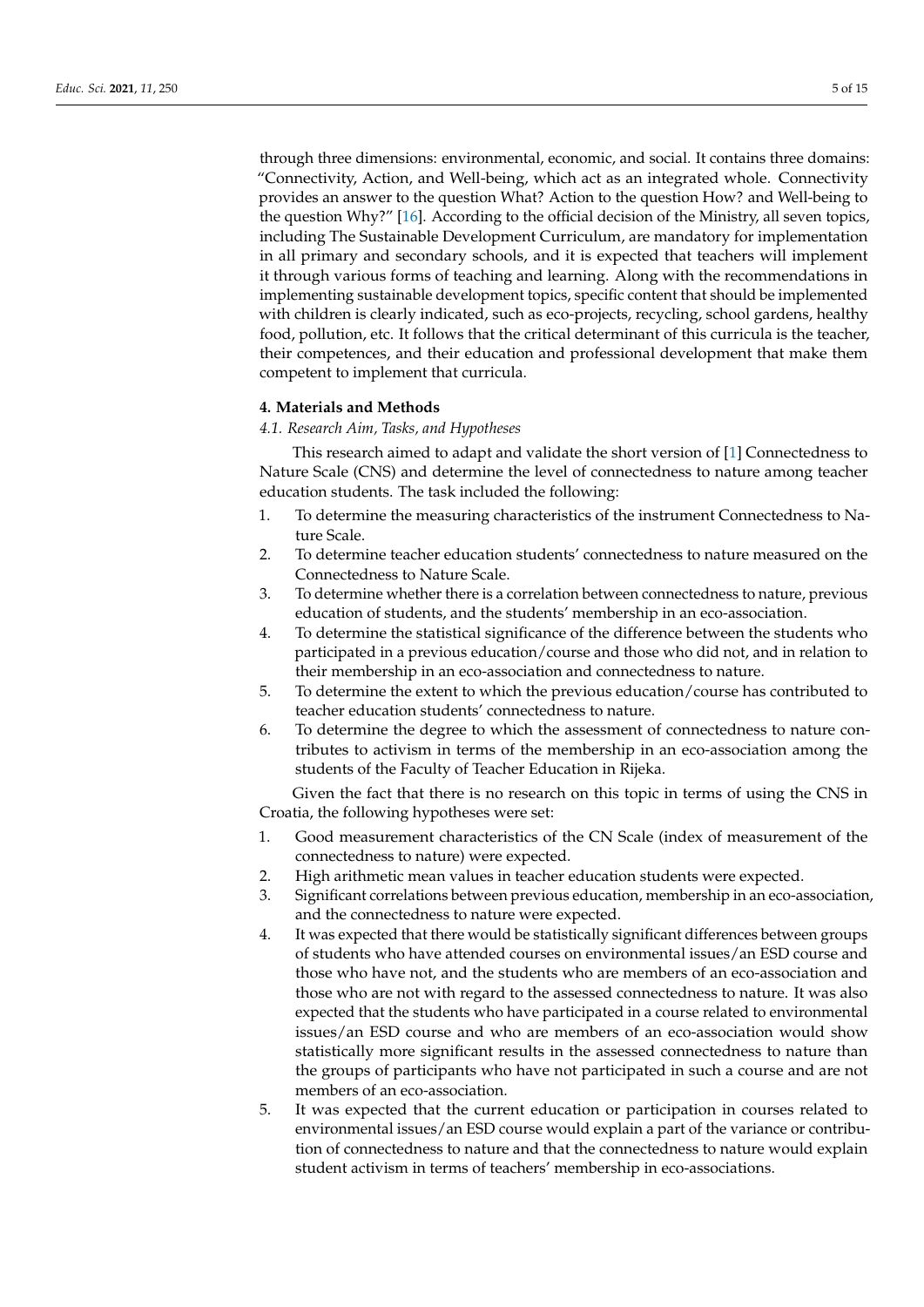through three dimensions: environmental, economic, and social. It contains three domains: "Connectivity, Action, and Well-being, which act as an integrated whole. Connectivity provides an answer to the question What? Action to the question How? and Well-being to the question Why?" [16]. According to the official decision of the Ministry, all seven topics, including The Sustainable Development Curriculum, are mandatory for implementation in all primary and secondary schools, and it is expected that teachers will implement it through various forms of teaching and learning. Along with the recommendations in implementing sustainable development topics, specific content that should be implemented with children is clearly indicated, such as eco-projects, recycling, school gardens, healthy food, pollution, etc. It follows that the critical determinant of this curricula is the teacher, their competences, and their education and professional development that make them competent to implement that curricula.

## 4. Materials and Methods

### *4.1. Research Aim, Tasks, and Hypotheses*

This research aimed to adapt and validate the short version of [1] Connectedness to Nature Scale (CNS) and determine the level of connectedness to nature among teacher education students. The task included the following:

1. To determine the measuring characteristics of the instrument Connectedness to Nature Scale.
2. To determine teacher education students' connectedness to nature measured on the Connectedness to Nature Scale.
3. To determine whether there is a correlation between connectedness to nature, previous education of students, and the students' membership in an eco-association.
4. To determine the statistical significance of the difference between the students who participated in a previous education/course and those who did not, and in relation to their membership in an eco-association and connectedness to nature.
5. To determine the extent to which the previous education/course has contributed to teacher education students' connectedness to nature.
6. To determine the degree to which the assessment of connectedness to nature contributes to activism in terms of the membership in an eco-association among the students of the Faculty of Teacher Education in Rijeka.

Given the fact that there is no research on this topic in terms of using the CNS in Croatia, the following hypotheses were set:

1. Good measurement characteristics of the CN Scale (index of measurement of the connectedness to nature) were expected.
2. High arithmetic mean values in teacher education students were expected.
3. Significant correlations between previous education, membership in an eco-association, and the connectedness to nature were expected.
4. It was expected that there would be statistically significant differences between groups of students who have attended courses on environmental issues/an ESD course and those who have not, and the students who are members of an eco-association and those who are not with regard to the assessed connectedness to nature. It was also expected that the students who have participated in a course related to environmental issues/an ESD course and who are members of an eco-association would show statistically more significant results in the assessed connectedness to nature than the groups of participants who have not participated in such a course and are not members of an eco-association.
5. It was expected that the current education or participation in courses related to environmental issues/an ESD course would explain a part of the variance or contribution of connectedness to nature and that the connectedness to nature would explain student activism in terms of teachers' membership in eco-associations.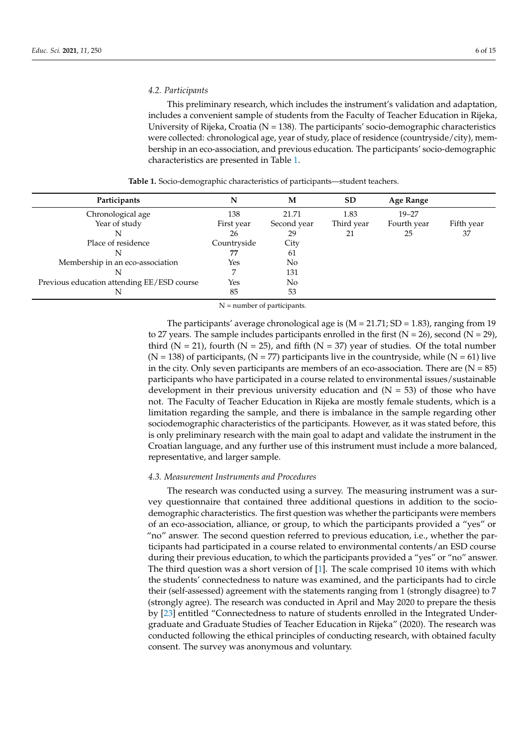### 4.2. Participants

This preliminary research, which includes the instrument's validation and adaptation, includes a convenient sample of students from the Faculty of Teacher Education in Rijeka, University of Rijeka, Croatia (N = 138). The participants' socio-demographic characteristics were collected: chronological age, year of study, place of residence (countryside/city), membership in an eco-association, and previous education. The participants' socio-demographic characteristics are presented in Table 1.

**Table 1.** Socio-demographic characteristics of participants—student teachers.

| Participants | N | M | SD | Age Range | |
|---|---|---|---|---|---|
| Chronological age | 138 | 21.71 | 1.83 | 19–27 | |
| Year of study | First year | Second year | Third year | Fourth year | Fifth year |
| N | 26 | 29 | 21 | 25 | 37 |
| Place of residence | Countryside | City | | | |
| N | **77** | 61 | | | |
| Membership in an eco-association | Yes | No | | | |
| N | 7 | 131 | | | |
| Previous education attending EE/ESD course | Yes | No | | | |
| N | 85 | 53 | | | |

N = number of participants.

The participants' average chronological age is (M = 21.71; SD = 1.83), ranging from 19 to 27 years. The sample includes participants enrolled in the first (N = 26), second (N = 29), third (N = 21), fourth (N = 25), and fifth (N = 37) year of studies. Of the total number (N = 138) of participants, (N = 77) participants live in the countryside, while (N = 61) live in the city. Only seven participants are members of an eco-association. There are (N = 85) participants who have participated in a course related to environmental issues/sustainable development in their previous university education and (N = 53) of those who have not. The Faculty of Teacher Education in Rijeka are mostly female students, which is a limitation regarding the sample, and there is imbalance in the sample regarding other sociodemographic characteristics of the participants. However, as it was stated before, this is only preliminary research with the main goal to adapt and validate the instrument in the Croatian language, and any further use of this instrument must include a more balanced, representative, and larger sample.

### 4.3. Measurement Instruments and Procedures

The research was conducted using a survey. The measuring instrument was a survey questionnaire that contained three additional questions in addition to the socio-demographic characteristics. The first question was whether the participants were members of an eco-association, alliance, or group, to which the participants provided a "yes" or "no" answer. The second question referred to previous education, i.e., whether the participants had participated in a course related to environmental contents/an ESD course during their previous education, to which the participants provided a "yes" or "no" answer. The third question was a short version of [1]. The scale comprised 10 items with which the students' connectedness to nature was examined, and the participants had to circle their (self-assessed) agreement with the statements ranging from 1 (strongly disagree) to 7 (strongly agree). The research was conducted in April and May 2020 to prepare the thesis by [23] entitled "Connectedness to nature of students enrolled in the Integrated Undergraduate and Graduate Studies of Teacher Education in Rijeka" (2020). The research was conducted following the ethical principles of conducting research, with obtained faculty consent. The survey was anonymous and voluntary.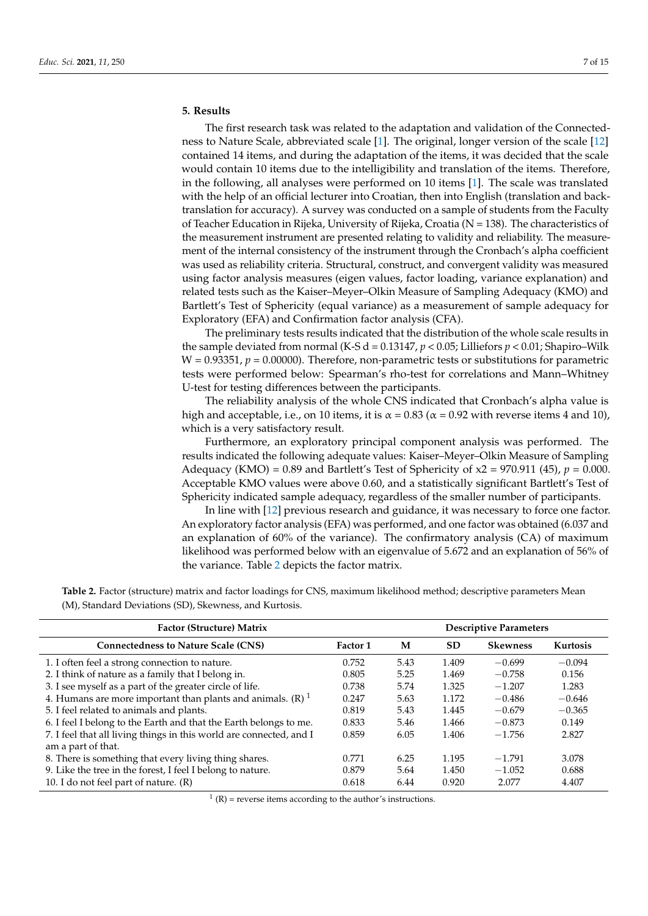## 5. Results

The first research task was related to the adaptation and validation of the Connectedness to Nature Scale, abbreviated scale [1]. The original, longer version of the scale [12] contained 14 items, and during the adaptation of the items, it was decided that the scale would contain 10 items due to the intelligibility and translation of the items. Therefore, in the following, all analyses were performed on 10 items [1]. The scale was translated with the help of an official lecturer into Croatian, then into English (translation and back-translation for accuracy). A survey was conducted on a sample of students from the Faculty of Teacher Education in Rijeka, University of Rijeka, Croatia (N = 138). The characteristics of the measurement instrument are presented relating to validity and reliability. The measurement of the internal consistency of the instrument through the Cronbach's alpha coefficient was used as reliability criteria. Structural, construct, and convergent validity was measured using factor analysis measures (eigen values, factor loading, variance explanation) and related tests such as the Kaiser–Meyer–Olkin Measure of Sampling Adequacy (KMO) and Bartlett's Test of Sphericity (equal variance) as a measurement of sample adequacy for Exploratory (EFA) and Confirmation factor analysis (CFA).

The preliminary tests results indicated that the distribution of the whole scale results in the sample deviated from normal (K-S d = 0.13147, $p < 0.05$; Lilliefors $p < 0.01$; Shapiro–Wilk W = 0.93351, $p = 0.00000$). Therefore, non-parametric tests or substitutions for parametric tests were performed below: Spearman's rho-test for correlations and Mann–Whitney U-test for testing differences between the participants.

The reliability analysis of the whole CNS indicated that Cronbach's alpha value is high and acceptable, i.e., on 10 items, it is $\alpha = 0.83$ ($\alpha = 0.92$ with reverse items 4 and 10), which is a very satisfactory result.

Furthermore, an exploratory principal component analysis was performed. The results indicated the following adequate values: Kaiser–Meyer–Olkin Measure of Sampling Adequacy (KMO) = 0.89 and Bartlett's Test of Sphericity of $x2 = 970.911$ (45), $p = 0.000$. Acceptable KMO values were above 0.60, and a statistically significant Bartlett's Test of Sphericity indicated sample adequacy, regardless of the smaller number of participants.

In line with [12] previous research and guidance, it was necessary to force one factor. An exploratory factor analysis (EFA) was performed, and one factor was obtained (6.037 and an explanation of 60% of the variance). The confirmatory analysis (CA) of maximum likelihood was performed below with an eigenvalue of 5.672 and an explanation of 56% of the variance. Table 2 depicts the factor matrix.

**Table 2.** Factor (structure) matrix and factor loadings for CNS, maximum likelihood method; descriptive parameters Mean (M), Standard Deviations (SD), Skewness, and Kurtosis.

| Factor (Structure) Matrix | | Descriptive Parameters | | | |
|---|---|---|---|---|---|
| **Connectedness to Nature Scale (CNS)** | **Factor 1** | **M** | **SD** | **Skewness** | **Kurtosis** |
| 1. I often feel a strong connection to nature. | 0.752 | 5.43 | 1.409 | −0.699 | −0.094 |
| 2. I think of nature as a family that I belong in. | 0.805 | 5.25 | 1.469 | −0.758 | 0.156 |
| 3. I see myself as a part of the greater circle of life. | 0.738 | 5.74 | 1.325 | −1.207 | 1.283 |
| 4. Humans are more important than plants and animals. (R) [1] | 0.247 | 5.63 | 1.172 | −0.486 | −0.646 |
| 5. I feel related to animals and plants. | 0.819 | 5.43 | 1.445 | −0.679 | −0.365 |
| 6. I feel I belong to the Earth and that the Earth belongs to me. | 0.833 | 5.46 | 1.466 | −0.873 | 0.149 |
| 7. I feel that all living things in this world are connected, and I am a part of that. | 0.859 | 6.05 | 1.406 | −1.756 | 2.827 |
| 8. There is something that every living thing shares. | 0.771 | 6.25 | 1.195 | −1.791 | 3.078 |
| 9. Like the tree in the forest, I feel I belong to nature. | 0.879 | 5.64 | 1.450 | −1.052 | 0.688 |
| 10. I do not feel part of nature. (R) | 0.618 | 6.44 | 0.920 | 2.077 | 4.407 |

[1] (R) = reverse items according to the author's instructions.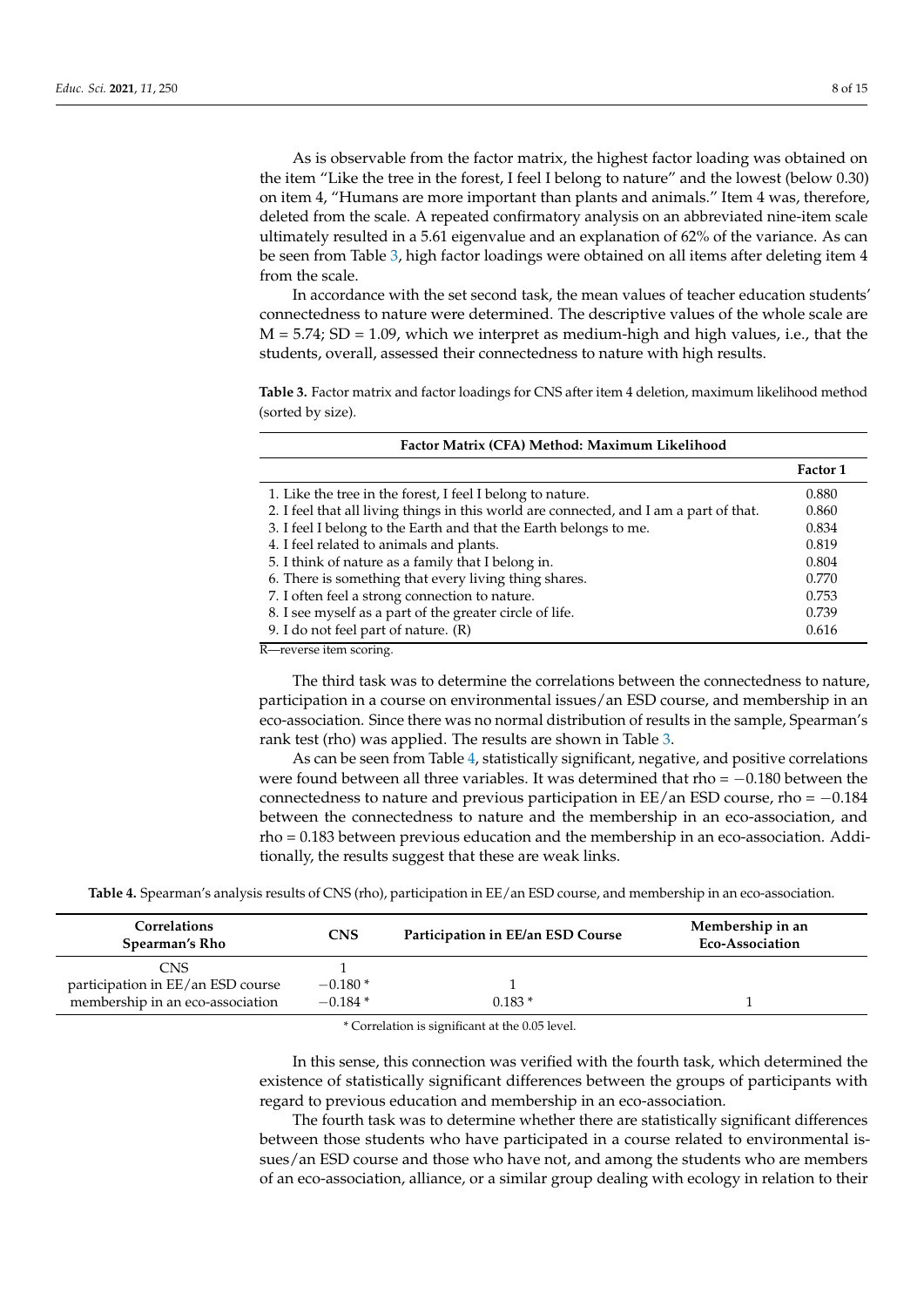As is observable from the factor matrix, the highest factor loading was obtained on the item "Like the tree in the forest, I feel I belong to nature" and the lowest (below 0.30) on item 4, "Humans are more important than plants and animals." Item 4 was, therefore, deleted from the scale. A repeated confirmatory analysis on an abbreviated nine-item scale ultimately resulted in a 5.61 eigenvalue and an explanation of 62% of the variance. As can be seen from Table 3, high factor loadings were obtained on all items after deleting item 4 from the scale.

In accordance with the set second task, the mean values of teacher education students' connectedness to nature were determined. The descriptive values of the whole scale are $M = 5.74$; $SD = 1.09$, which we interpret as medium-high and high values, i.e., that the students, overall, assessed their connectedness to nature with high results.

**Table 3.** Factor matrix and factor loadings for CNS after item 4 deletion, maximum likelihood method (sorted by size).

| Factor Matrix (CFA) Method: Maximum Likelihood | |
|---|---|
| | **Factor 1** |
| 1. Like the tree in the forest, I feel I belong to nature. | 0.880 |
| 2. I feel that all living things in this world are connected, and I am a part of that. | 0.860 |
| 3. I feel I belong to the Earth and that the Earth belongs to me. | 0.834 |
| 4. I feel related to animals and plants. | 0.819 |
| 5. I think of nature as a family that I belong in. | 0.804 |
| 6. There is something that every living thing shares. | 0.770 |
| 7. I often feel a strong connection to nature. | 0.753 |
| 8. I see myself as a part of the greater circle of life. | 0.739 |
| 9. I do not feel part of nature. (R) | 0.616 |

R—reverse item scoring.

The third task was to determine the correlations between the connectedness to nature, participation in a course on environmental issues/an ESD course, and membership in an eco-association. Since there was no normal distribution of results in the sample, Spearman's rank test (rho) was applied. The results are shown in Table 3.

As can be seen from Table 4, statistically significant, negative, and positive correlations were found between all three variables. It was determined that rho = −0.180 between the connectedness to nature and previous participation in EE/an ESD course, rho = −0.184 between the connectedness to nature and the membership in an eco-association, and rho = 0.183 between previous education and the membership in an eco-association. Additionally, the results suggest that these are weak links.

**Table 4.** Spearman's analysis results of CNS (rho), participation in EE/an ESD course, and membership in an eco-association.

| Correlations Spearman's Rho | CNS | Participation in EE/an ESD Course | Membership in an Eco-Association |
|---|---|---|---|
| CNS | 1 | | |
| participation in EE/an ESD course | −0.180 * | 1 | |
| membership in an eco-association | −0.184 * | 0.183 * | 1 |

\* Correlation is significant at the 0.05 level.

In this sense, this connection was verified with the fourth task, which determined the existence of statistically significant differences between the groups of participants with regard to previous education and membership in an eco-association.

The fourth task was to determine whether there are statistically significant differences between those students who have participated in a course related to environmental issues/an ESD course and those who have not, and among the students who are members of an eco-association, alliance, or a similar group dealing with ecology in relation to their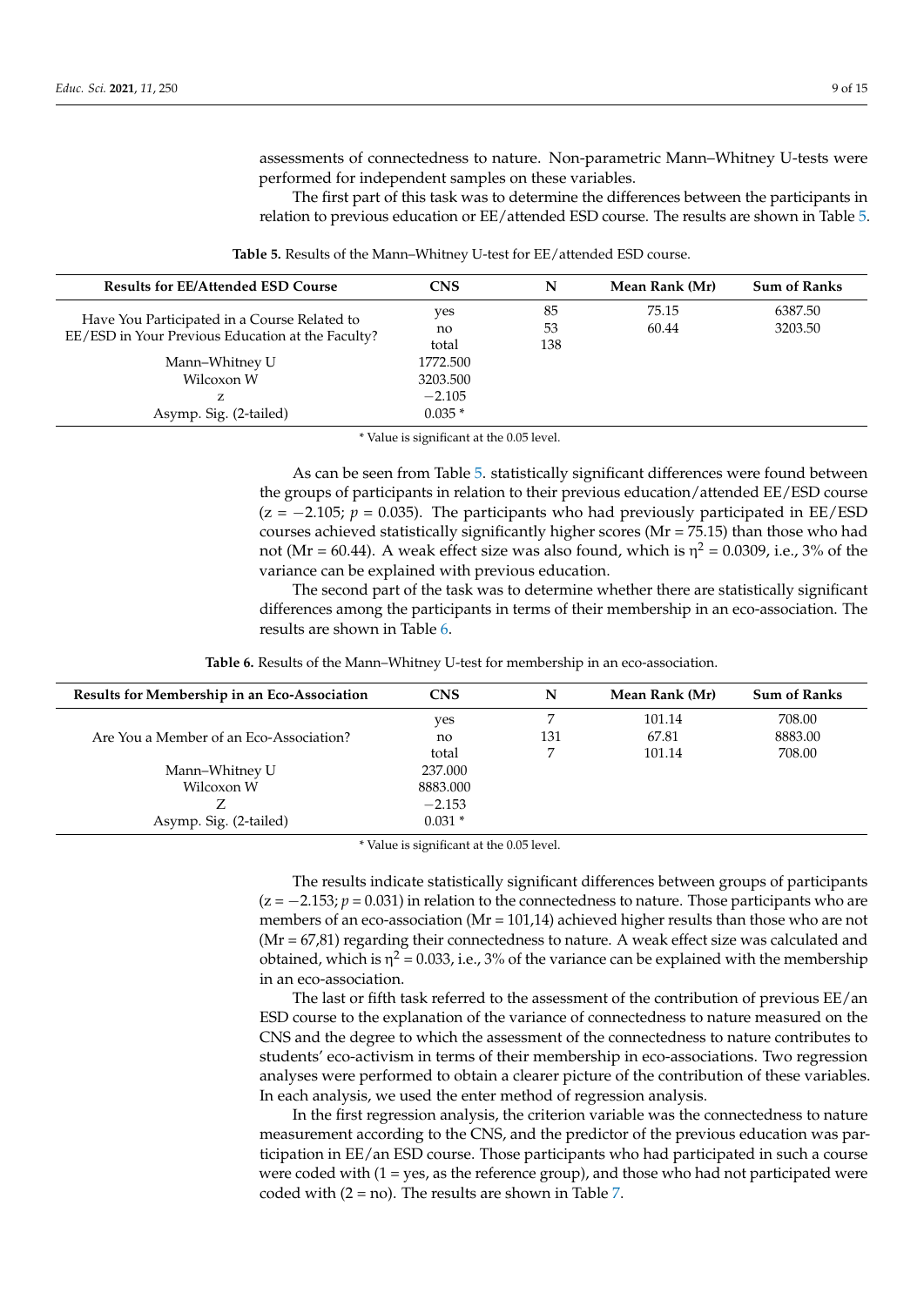assessments of connectedness to nature. Non-parametric Mann–Whitney U-tests were performed for independent samples on these variables.

The first part of this task was to determine the differences between the participants in relation to previous education or EE/attended ESD course. The results are shown in Table 5.

**Table 5.** Results of the Mann–Whitney U-test for EE/attended ESD course.

| Results for EE/Attended ESD Course | CNS | N | Mean Rank (Mr) | Sum of Ranks |
|---|---|---|---|---|
| Have You Participated in a Course Related to EE/ESD in Your Previous Education at the Faculty? | yes | 85 | 75.15 | 6387.50 |
| | no | 53 | 60.44 | 3203.50 |
| | total | 138 | | |
| Mann–Whitney U | 1772.500 | | | |
| Wilcoxon W | 3203.500 | | | |
| z | −2.105 | | | |
| Asymp. Sig. (2-tailed) | 0.035 * | | | |

\* Value is significant at the 0.05 level.

As can be seen from Table 5. statistically significant differences were found between the groups of participants in relation to their previous education/attended EE/ESD course ($z = -2.105$; $p = 0.035$). The participants who had previously participated in EE/ESD courses achieved statistically significantly higher scores (Mr = 75.15) than those who had not (Mr = 60.44). A weak effect size was also found, which is $\eta^2 = 0.0309$, i.e., 3% of the variance can be explained with previous education.

The second part of the task was to determine whether there are statistically significant differences among the participants in terms of their membership in an eco-association. The results are shown in Table 6.

**Table 6.** Results of the Mann–Whitney U-test for membership in an eco-association.

| Results for Membership in an Eco-Association | CNS | N | Mean Rank (Mr) | Sum of Ranks |
|---|---|---|---|---|
| Are You a Member of an Eco-Association? | yes | 7 | 101.14 | 708.00 |
| | no | 131 | 67.81 | 8883.00 |
| | total | 7 | 101.14 | 708.00 |
| Mann–Whitney U | 237.000 | | | |
| Wilcoxon W | 8883.000 | | | |
| Z | −2.153 | | | |
| Asymp. Sig. (2-tailed) | 0.031 * | | | |

\* Value is significant at the 0.05 level.

The results indicate statistically significant differences between groups of participants ($z = -2.153$; $p = 0.031$) in relation to the connectedness to nature. Those participants who are members of an eco-association (Mr = 101,14) achieved higher results than those who are not (Mr = 67,81) regarding their connectedness to nature. A weak effect size was calculated and obtained, which is $\eta^2 = 0.033$, i.e., 3% of the variance can be explained with the membership in an eco-association.

The last or fifth task referred to the assessment of the contribution of previous EE/an ESD course to the explanation of the variance of connectedness to nature measured on the CNS and the degree to which the assessment of the connectedness to nature contributes to students' eco-activism in terms of their membership in eco-associations. Two regression analyses were performed to obtain a clearer picture of the contribution of these variables. In each analysis, we used the enter method of regression analysis.

In the first regression analysis, the criterion variable was the connectedness to nature measurement according to the CNS, and the predictor of the previous education was participation in EE/an ESD course. Those participants who had participated in such a course were coded with (1 = yes, as the reference group), and those who had not participated were coded with (2 = no). The results are shown in Table 7.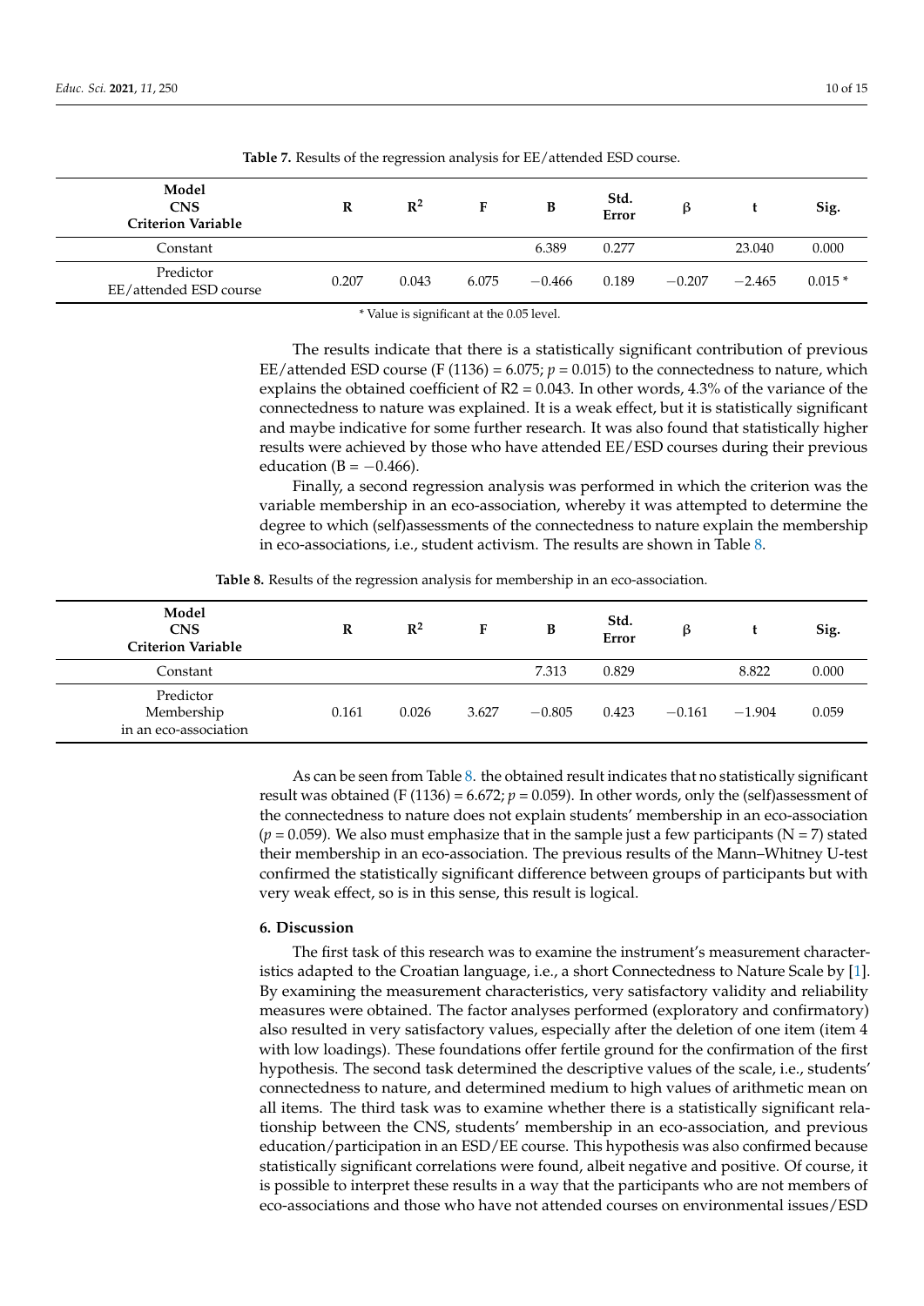**Table 7.** Results of the regression analysis for EE/attended ESD course.

| Model<br>CNS<br>Criterion Variable | R | $R^2$ | F | B | Std. Error | β | t | Sig. |
|---|---|---|---|---|---|---|---|---|
| Constant | | | | 6.389 | 0.277 | | 23.040 | 0.000 |
| Predictor<br>EE/attended ESD course | 0.207 | 0.043 | 6.075 | −0.466 | 0.189 | −0.207 | −2.465 | 0.015 * |

\* Value is significant at the 0.05 level.

The results indicate that there is a statistically significant contribution of previous EE/attended ESD course (F (1136) = 6.075; $p = 0.015$) to the connectedness to nature, which explains the obtained coefficient of R2 = 0.043. In other words, 4.3% of the variance of the connectedness to nature was explained. It is a weak effect, but it is statistically significant and maybe indicative for some further research. It was also found that statistically higher results were achieved by those who have attended EE/ESD courses during their previous education (B = −0.466).

Finally, a second regression analysis was performed in which the criterion was the variable membership in an eco-association, whereby it was attempted to determine the degree to which (self)assessments of the connectedness to nature explain the membership in eco-associations, i.e., student activism. The results are shown in Table 8.

**Table 8.** Results of the regression analysis for membership in an eco-association.

| Model<br>CNS<br>Criterion Variable | R | $R^2$ | F | B | Std. Error | β | t | Sig. |
|---|---|---|---|---|---|---|---|---|
| Constant | | | | 7.313 | 0.829 | | 8.822 | 0.000 |
| Predictor<br>Membership<br>in an eco-association | 0.161 | 0.026 | 3.627 | −0.805 | 0.423 | −0.161 | −1.904 | 0.059 |

As can be seen from Table 8. the obtained result indicates that no statistically significant result was obtained (F (1136) = 6.672; $p = 0.059$). In other words, only the (self)assessment of the connectedness to nature does not explain students' membership in an eco-association ($p = 0.059$). We also must emphasize that in the sample just a few participants (N = 7) stated their membership in an eco-association. The previous results of the Mann–Whitney U-test confirmed the statistically significant difference between groups of participants but with very weak effect, so is in this sense, this result is logical.

## 6. Discussion

The first task of this research was to examine the instrument's measurement characteristics adapted to the Croatian language, i.e., a short Connectedness to Nature Scale by [1]. By examining the measurement characteristics, very satisfactory validity and reliability measures were obtained. The factor analyses performed (exploratory and confirmatory) also resulted in very satisfactory values, especially after the deletion of one item (item 4 with low loadings). These foundations offer fertile ground for the confirmation of the first hypothesis. The second task determined the descriptive values of the scale, i.e., students' connectedness to nature, and determined medium to high values of arithmetic mean on all items. The third task was to examine whether there is a statistically significant relationship between the CNS, students' membership in an eco-association, and previous education/participation in an ESD/EE course. This hypothesis was also confirmed because statistically significant correlations were found, albeit negative and positive. Of course, it is possible to interpret these results in a way that the participants who are not members of eco-associations and those who have not attended courses on environmental issues/ESD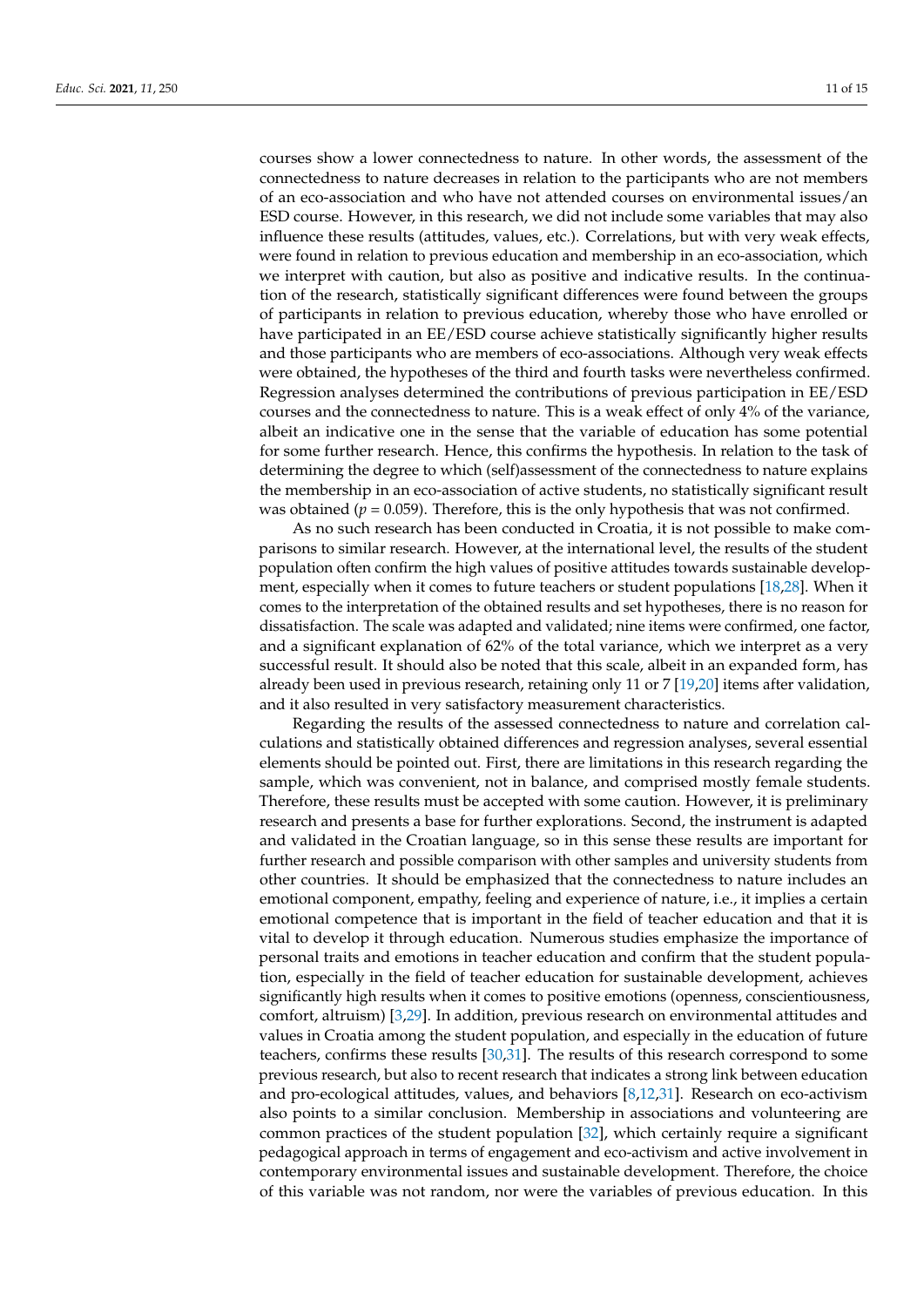courses show a lower connectedness to nature. In other words, the assessment of the connectedness to nature decreases in relation to the participants who are not members of an eco-association and who have not attended courses on environmental issues/an ESD course. However, in this research, we did not include some variables that may also influence these results (attitudes, values, etc.). Correlations, but with very weak effects, were found in relation to previous education and membership in an eco-association, which we interpret with caution, but also as positive and indicative results. In the continuation of the research, statistically significant differences were found between the groups of participants in relation to previous education, whereby those who have enrolled or have participated in an EE/ESD course achieve statistically significantly higher results and those participants who are members of eco-associations. Although very weak effects were obtained, the hypotheses of the third and fourth tasks were nevertheless confirmed. Regression analyses determined the contributions of previous participation in EE/ESD courses and the connectedness to nature. This is a weak effect of only 4% of the variance, albeit an indicative one in the sense that the variable of education has some potential for some further research. Hence, this confirms the hypothesis. In relation to the task of determining the degree to which (self)assessment of the connectedness to nature explains the membership in an eco-association of active students, no statistically significant result was obtained ($p = 0.059$). Therefore, this is the only hypothesis that was not confirmed.

As no such research has been conducted in Croatia, it is not possible to make comparisons to similar research. However, at the international level, the results of the student population often confirm the high values of positive attitudes towards sustainable development, especially when it comes to future teachers or student populations [18,28]. When it comes to the interpretation of the obtained results and set hypotheses, there is no reason for dissatisfaction. The scale was adapted and validated; nine items were confirmed, one factor, and a significant explanation of 62% of the total variance, which we interpret as a very successful result. It should also be noted that this scale, albeit in an expanded form, has already been used in previous research, retaining only 11 or 7 [19,20] items after validation, and it also resulted in very satisfactory measurement characteristics.

Regarding the results of the assessed connectedness to nature and correlation calculations and statistically obtained differences and regression analyses, several essential elements should be pointed out. First, there are limitations in this research regarding the sample, which was convenient, not in balance, and comprised mostly female students. Therefore, these results must be accepted with some caution. However, it is preliminary research and presents a base for further explorations. Second, the instrument is adapted and validated in the Croatian language, so in this sense these results are important for further research and possible comparison with other samples and university students from other countries. It should be emphasized that the connectedness to nature includes an emotional component, empathy, feeling and experience of nature, i.e., it implies a certain emotional competence that is important in the field of teacher education and that it is vital to develop it through education. Numerous studies emphasize the importance of personal traits and emotions in teacher education and confirm that the student population, especially in the field of teacher education for sustainable development, achieves significantly high results when it comes to positive emotions (openness, conscientiousness, comfort, altruism) [3,29]. In addition, previous research on environmental attitudes and values in Croatia among the student population, and especially in the education of future teachers, confirms these results [30,31]. The results of this research correspond to some previous research, but also to recent research that indicates a strong link between education and pro-ecological attitudes, values, and behaviors [8,12,31]. Research on eco-activism also points to a similar conclusion. Membership in associations and volunteering are common practices of the student population [32], which certainly require a significant pedagogical approach in terms of engagement and eco-activism and active involvement in contemporary environmental issues and sustainable development. Therefore, the choice of this variable was not random, nor were the variables of previous education. In this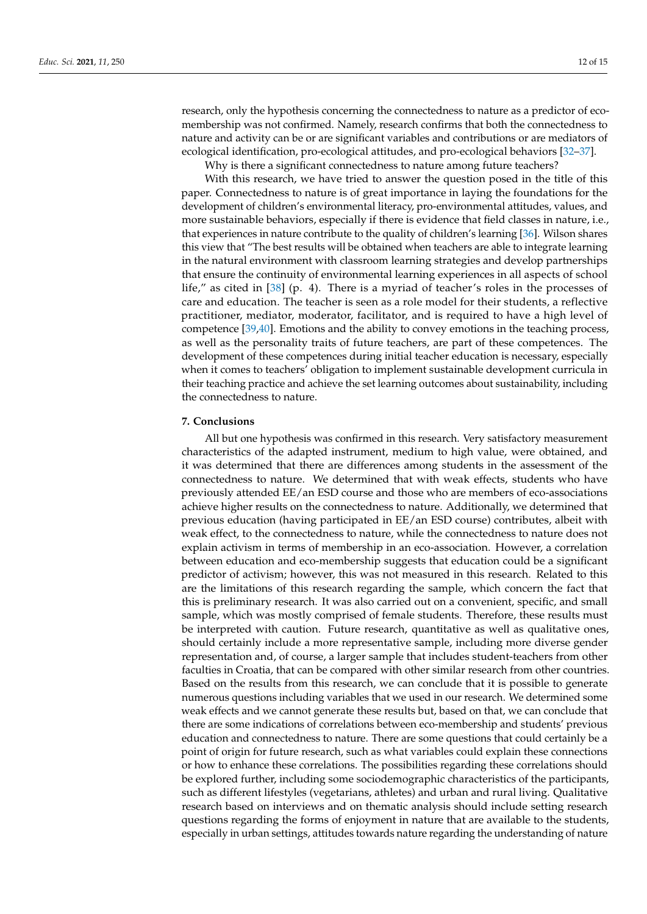research, only the hypothesis concerning the connectedness to nature as a predictor of eco-membership was not confirmed. Namely, research confirms that both the connectedness to nature and activity can be or are significant variables and contributions or are mediators of ecological identification, pro-ecological attitudes, and pro-ecological behaviors [32–37].

Why is there a significant connectedness to nature among future teachers?

With this research, we have tried to answer the question posed in the title of this paper. Connectedness to nature is of great importance in laying the foundations for the development of children's environmental literacy, pro-environmental attitudes, values, and more sustainable behaviors, especially if there is evidence that field classes in nature, i.e., that experiences in nature contribute to the quality of children's learning [36]. Wilson shares this view that "The best results will be obtained when teachers are able to integrate learning in the natural environment with classroom learning strategies and develop partnerships that ensure the continuity of environmental learning experiences in all aspects of school life," as cited in [38] (p. 4). There is a myriad of teacher's roles in the processes of care and education. The teacher is seen as a role model for their students, a reflective practitioner, mediator, moderator, facilitator, and is required to have a high level of competence [39,40]. Emotions and the ability to convey emotions in the teaching process, as well as the personality traits of future teachers, are part of these competences. The development of these competences during initial teacher education is necessary, especially when it comes to teachers' obligation to implement sustainable development curricula in their teaching practice and achieve the set learning outcomes about sustainability, including the connectedness to nature.

## 7. Conclusions

All but one hypothesis was confirmed in this research. Very satisfactory measurement characteristics of the adapted instrument, medium to high value, were obtained, and it was determined that there are differences among students in the assessment of the connectedness to nature. We determined that with weak effects, students who have previously attended EE/an ESD course and those who are members of eco-associations achieve higher results on the connectedness to nature. Additionally, we determined that previous education (having participated in EE/an ESD course) contributes, albeit with weak effect, to the connectedness to nature, while the connectedness to nature does not explain activism in terms of membership in an eco-association. However, a correlation between education and eco-membership suggests that education could be a significant predictor of activism; however, this was not measured in this research. Related to this are the limitations of this research regarding the sample, which concern the fact that this is preliminary research. It was also carried out on a convenient, specific, and small sample, which was mostly comprised of female students. Therefore, these results must be interpreted with caution. Future research, quantitative as well as qualitative ones, should certainly include a more representative sample, including more diverse gender representation and, of course, a larger sample that includes student-teachers from other faculties in Croatia, that can be compared with other similar research from other countries. Based on the results from this research, we can conclude that it is possible to generate numerous questions including variables that we used in our research. We determined some weak effects and we cannot generate these results but, based on that, we can conclude that there are some indications of correlations between eco-membership and students' previous education and connectedness to nature. There are some questions that could certainly be a point of origin for future research, such as what variables could explain these connections or how to enhance these correlations. The possibilities regarding these correlations should be explored further, including some sociodemographic characteristics of the participants, such as different lifestyles (vegetarians, athletes) and urban and rural living. Qualitative research based on interviews and on thematic analysis should include setting research questions regarding the forms of enjoyment in nature that are available to the students, especially in urban settings, attitudes towards nature regarding the understanding of nature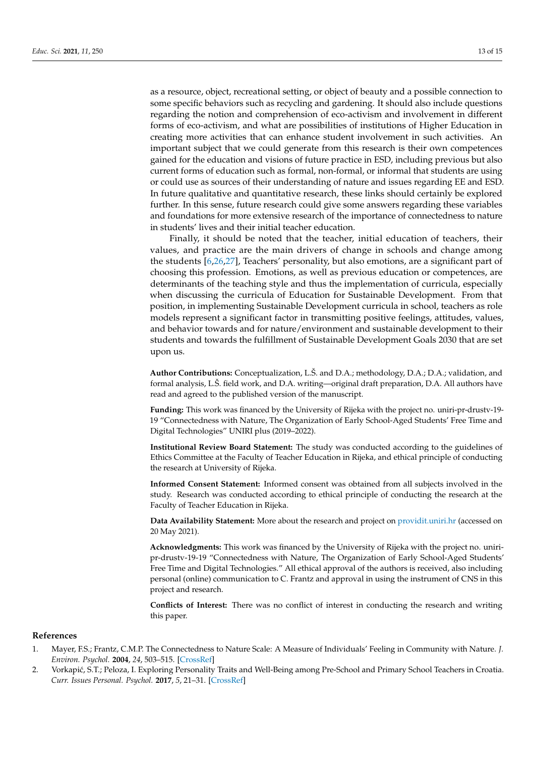as a resource, object, recreational setting, or object of beauty and a possible connection to some specific behaviors such as recycling and gardening. It should also include questions regarding the notion and comprehension of eco-activism and involvement in different forms of eco-activism, and what are possibilities of institutions of Higher Education in creating more activities that can enhance student involvement in such activities. An important subject that we could generate from this research is their own competences gained for the education and visions of future practice in ESD, including previous but also current forms of education such as formal, non-formal, or informal that students are using or could use as sources of their understanding of nature and issues regarding EE and ESD. In future qualitative and quantitative research, these links should certainly be explored further. In this sense, future research could give some answers regarding these variables and foundations for more extensive research of the importance of connectedness to nature in students' lives and their initial teacher education.

Finally, it should be noted that the teacher, initial education of teachers, their values, and practice are the main drivers of change in schools and change among the students [6,26,27], Teachers' personality, but also emotions, are a significant part of choosing this profession. Emotions, as well as previous education or competences, are determinants of the teaching style and thus the implementation of curricula, especially when discussing the curricula of Education for Sustainable Development. From that position, in implementing Sustainable Development curricula in school, teachers as role models represent a significant factor in transmitting positive feelings, attitudes, values, and behavior towards and for nature/environment and sustainable development to their students and towards the fulfillment of Sustainable Development Goals 2030 that are set upon us.

**Author Contributions:** Conceptualization, L.Š. and D.A.; methodology, D.A.; D.A.; validation, and formal analysis, L.Š. field work, and D.A. writing—original draft preparation, D.A. All authors have read and agreed to the published version of the manuscript.

**Funding:** This work was financed by the University of Rijeka with the project no. uniri-pr-drustv-19-19 "Connectedness with Nature, The Organization of Early School-Aged Students' Free Time and Digital Technologies" UNIRI plus (2019–2022).

**Institutional Review Board Statement:** The study was conducted according to the guidelines of Ethics Committee at the Faculty of Teacher Education in Rijeka, and ethical principle of conducting the research at University of Rijeka.

**Informed Consent Statement:** Informed consent was obtained from all subjects involved in the study. Research was conducted according to ethical principle of conducting the research at the Faculty of Teacher Education in Rijeka.

**Data Availability Statement:** More about the research and project on providit.uniri.hr (accessed on 20 May 2021).

**Acknowledgments:** This work was financed by the University of Rijeka with the project no. uniri-pr-drustv-19-19 "Connectedness with Nature, The Organization of Early School-Aged Students' Free Time and Digital Technologies." All ethical approval of the authors is received, also including personal (online) communication to C. Frantz and approval in using the instrument of CNS in this project and research.

**Conflicts of Interest:** There was no conflict of interest in conducting the research and writing this paper.

## References

1. Mayer, F.S.; Frantz, C.M.P. The Connectedness to Nature Scale: A Measure of Individuals' Feeling in Community with Nature. *J. Environ. Psychol.* **2004**, *24*, 503–515. [CrossRef]
2. Vorkapić, S.T.; Peloza, I. Exploring Personality Traits and Well-Being among Pre-School and Primary School Teachers in Croatia. *Curr. Issues Personal. Psychol.* **2017**, *5*, 21–31. [CrossRef]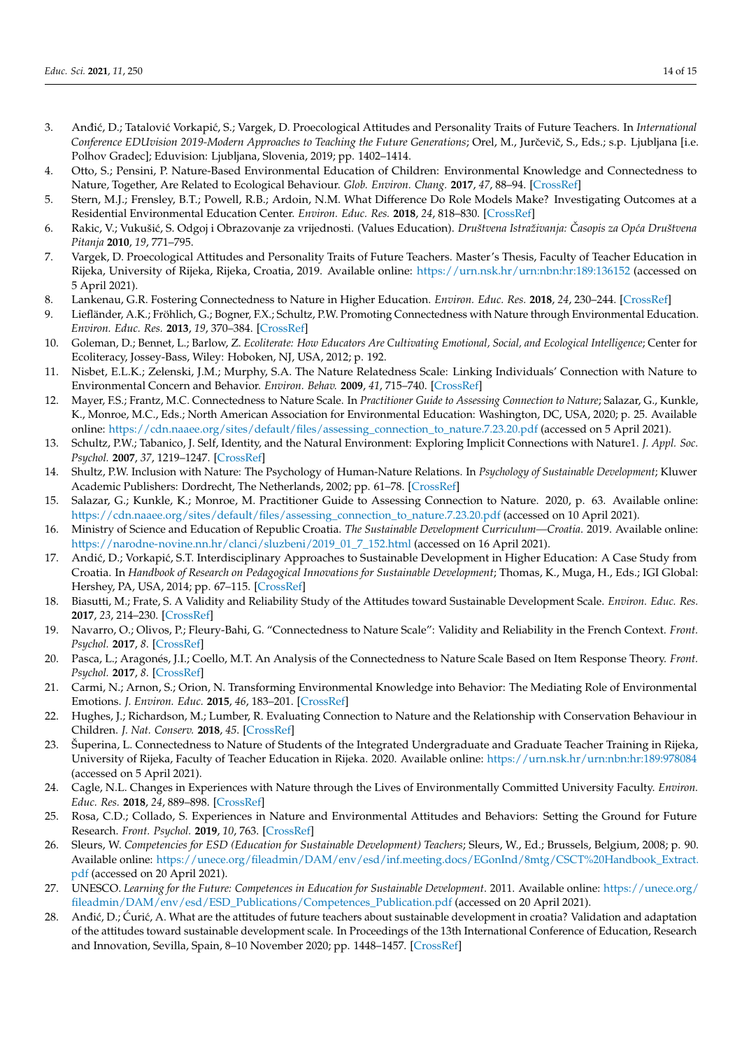3. Anđić, D.; Tatalović Vorkapić, S.; Vargek, D. Proecological Attitudes and Personality Traits of Future Teachers. In *International Conference EDUvision 2019-Modern Approaches to Teaching the Future Generations*; Orel, M., Jurčevič, S., Eds.; s.p. Ljubljana [i.e. Polhov Gradec]; Eduvision: Ljubljana, Slovenia, 2019; pp. 1402–1414.
4. Otto, S.; Pensini, P. Nature-Based Environmental Education of Children: Environmental Knowledge and Connectedness to Nature, Together, Are Related to Ecological Behaviour. *Glob. Environ. Chang.* **2017**, *47*, 88–94. [CrossRef]
5. Stern, M.J.; Frensley, B.T.; Powell, R.B.; Ardoin, N.M. What Difference Do Role Models Make? Investigating Outcomes at a Residential Environmental Education Center. *Environ. Educ. Res.* **2018**, *24*, 818–830. [CrossRef]
6. Rakic, V.; Vukušić, S. Odgoj i Obrazovanje za vrijednosti. (Values Education). *Društvena Istraživanja: Časopis za Opća Društvena Pitanja* **2010**, *19*, 771–795.
7. Vargek, D. Proecological Attitudes and Personality Traits of Future Teachers. Master's Thesis, Faculty of Teacher Education in Rijeka, University of Rijeka, Rijeka, Croatia, 2019. Available online: https://urn.nsk.hr/urn:nbn:hr:189:136152 (accessed on 5 April 2021).
8. Lankenau, G.R. Fostering Connectedness to Nature in Higher Education. *Environ. Educ. Res.* **2018**, *24*, 230–244. [CrossRef]
9. Liefländer, A.K.; Fröhlich, G.; Bogner, F.X.; Schultz, P.W. Promoting Connectedness with Nature through Environmental Education. *Environ. Educ. Res.* **2013**, *19*, 370–384. [CrossRef]
10. Goleman, D.; Bennet, L.; Barlow, Z. *Ecoliterate: How Educators Are Cultivating Emotional, Social, and Ecological Intelligence*; Center for Ecoliteracy, Jossey-Bass, Wiley: Hoboken, NJ, USA, 2012; p. 192.
11. Nisbet, E.L.K.; Zelenski, J.M.; Murphy, S.A. The Nature Relatedness Scale: Linking Individuals' Connection with Nature to Environmental Concern and Behavior. *Environ. Behav.* **2009**, *41*, 715–740. [CrossRef]
12. Mayer, F.S.; Frantz, M.C. Connectedness to Nature Scale. In *Practitioner Guide to Assessing Connection to Nature*; Salazar, G., Kunkle, K., Monroe, M.C., Eds.; North American Association for Environmental Education: Washington, DC, USA, 2020; p. 25. Available online: https://cdn.naaee.org/sites/default/files/assessing_connection_to_nature.7.23.20.pdf (accessed on 5 April 2021).
13. Schultz, P.W.; Tabanico, J. Self, Identity, and the Natural Environment: Exploring Implicit Connections with Nature1. *J. Appl. Soc. Psychol.* **2007**, *37*, 1219–1247. [CrossRef]
14. Shultz, P.W. Inclusion with Nature: The Psychology of Human-Nature Relations. In *Psychology of Sustainable Development*; Kluwer Academic Publishers: Dordrecht, The Netherlands, 2002; pp. 61–78. [CrossRef]
15. Salazar, G.; Kunkle, K.; Monroe, M. Practitioner Guide to Assessing Connection to Nature. 2020, p. 63. Available online: https://cdn.naaee.org/sites/default/files/assessing_connection_to_nature.7.23.20.pdf (accessed on 10 April 2021).
16. Ministry of Science and Education of Republic Croatia. *The Sustainable Development Curriculum—Croatia*. 2019. Available online: https://narodne-novine.nn.hr/clanci/sluzbeni/2019_01_7_152.html (accessed on 16 April 2021).
17. Andić, D.; Vorkapić, S.T. Interdisciplinary Approaches to Sustainable Development in Higher Education: A Case Study from Croatia. In *Handbook of Research on Pedagogical Innovations for Sustainable Development*; Thomas, K., Muga, H., Eds.; IGI Global: Hershey, PA, USA, 2014; pp. 67–115. [CrossRef]
18. Biasutti, M.; Frate, S. A Validity and Reliability Study of the Attitudes toward Sustainable Development Scale. *Environ. Educ. Res.* **2017**, *23*, 214–230. [CrossRef]
19. Navarro, O.; Olivos, P.; Fleury-Bahi, G. "Connectedness to Nature Scale": Validity and Reliability in the French Context. *Front. Psychol.* **2017**, *8*. [CrossRef]
20. Pasca, L.; Aragonés, J.I.; Coello, M.T. An Analysis of the Connectedness to Nature Scale Based on Item Response Theory. *Front. Psychol.* **2017**, *8*. [CrossRef]
21. Carmi, N.; Arnon, S.; Orion, N. Transforming Environmental Knowledge into Behavior: The Mediating Role of Environmental Emotions. *J. Environ. Educ.* **2015**, *46*, 183–201. [CrossRef]
22. Hughes, J.; Richardson, M.; Lumber, R. Evaluating Connection to Nature and the Relationship with Conservation Behaviour in Children. *J. Nat. Conserv.* **2018**, *45*. [CrossRef]
23. Šuperina, L. Connectedness to Nature of Students of the Integrated Undergraduate and Graduate Teacher Training in Rijeka, University of Rijeka, Faculty of Teacher Education in Rijeka. 2020. Available online: https://urn.nsk.hr/urn:nbn:hr:189:978084 (accessed on 5 April 2021).
24. Cagle, N.L. Changes in Experiences with Nature through the Lives of Environmentally Committed University Faculty. *Environ. Educ. Res.* **2018**, *24*, 889–898. [CrossRef]
25. Rosa, C.D.; Collado, S. Experiences in Nature and Environmental Attitudes and Behaviors: Setting the Ground for Future Research. *Front. Psychol.* **2019**, *10*, 763. [CrossRef]
26. Sleurs, W. *Competencies for ESD (Education for Sustainable Development) Teachers*; Sleurs, W., Ed.; Brussels, Belgium, 2008; p. 90. Available online: https://unece.org/fileadmin/DAM/env/esd/inf.meeting.docs/EGonInd/8mtg/CSCT%20Handbook_Extract.pdf (accessed on 20 April 2021).
27. UNESCO. *Learning for the Future: Competences in Education for Sustainable Development*. 2011. Available online: https://unece.org/fileadmin/DAM/env/esd/ESD_Publications/Competences_Publication.pdf (accessed on 20 April 2021).
28. Anđić, D.; Ćurić, A. What are the attitudes of future teachers about sustainable development in croatia? Validation and adaptation of the attitudes toward sustainable development scale. In Proceedings of the 13th International Conference of Education, Research and Innovation, Sevilla, Spain, 8–10 November 2020; pp. 1448–1457. [CrossRef]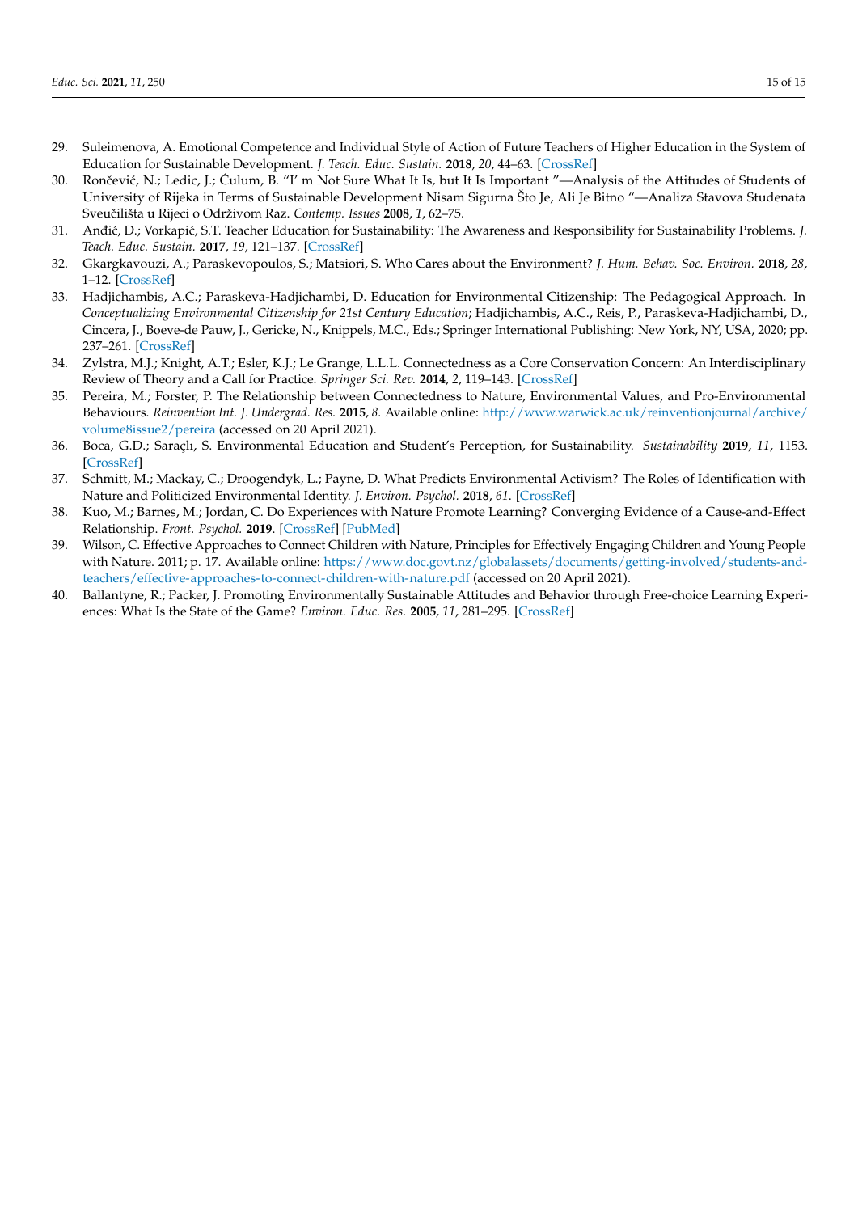29. Suleimenova, A. Emotional Competence and Individual Style of Action of Future Teachers of Higher Education in the System of Education for Sustainable Development. *J. Teach. Educ. Sustain.* **2018**, *20*, 44–63. [CrossRef]
30. Rončević, N.; Ledic, J.; Ćulum, B. "I' m Not Sure What It Is, but It Is Important "—Analysis of the Attitudes of Students of University of Rijeka in Terms of Sustainable Development Nisam Sigurna Što Je, Ali Je Bitno "—Analiza Stavova Studenata Sveučilišta u Rijeci o Održivom Raz. *Contemp. Issues* **2008**, *1*, 62–75.
31. Anđić, D.; Vorkapić, S.T. Teacher Education for Sustainability: The Awareness and Responsibility for Sustainability Problems. *J. Teach. Educ. Sustain.* **2017**, *19*, 121–137. [CrossRef]
32. Gkargkavouzi, A.; Paraskevopoulos, S.; Matsiori, S. Who Cares about the Environment? *J. Hum. Behav. Soc. Environ.* **2018**, *28*, 1–12. [CrossRef]
33. Hadjichambis, A.C.; Paraskeva-Hadjichambi, D. Education for Environmental Citizenship: The Pedagogical Approach. In *Conceptualizing Environmental Citizenship for 21st Century Education*; Hadjichambis, A.C., Reis, P., Paraskeva-Hadjichambi, D., Cincera, J., Boeve-de Pauw, J., Gericke, N., Knippels, M.C., Eds.; Springer International Publishing: New York, NY, USA, 2020; pp. 237–261. [CrossRef]
34. Zylstra, M.J.; Knight, A.T.; Esler, K.J.; Le Grange, L.L.L. Connectedness as a Core Conservation Concern: An Interdisciplinary Review of Theory and a Call for Practice. *Springer Sci. Rev.* **2014**, *2*, 119–143. [CrossRef]
35. Pereira, M.; Forster, P. The Relationship between Connectedness to Nature, Environmental Values, and Pro-Environmental Behaviours. *Reinvention Int. J. Undergrad. Res.* **2015**, *8*. Available online: http://www.warwick.ac.uk/reinventionjournal/archive/volume8issue2/pereira (accessed on 20 April 2021).
36. Boca, G.D.; Saraçlı, S. Environmental Education and Student's Perception, for Sustainability. *Sustainability* **2019**, *11*, 1153. [CrossRef]
37. Schmitt, M.; Mackay, C.; Droogendyk, L.; Payne, D. What Predicts Environmental Activism? The Roles of Identification with Nature and Politicized Environmental Identity. *J. Environ. Psychol.* **2018**, *61*. [CrossRef]
38. Kuo, M.; Barnes, M.; Jordan, C. Do Experiences with Nature Promote Learning? Converging Evidence of a Cause-and-Effect Relationship. *Front. Psychol.* **2019**. [CrossRef] [PubMed]
39. Wilson, C. Effective Approaches to Connect Children with Nature, Principles for Effectively Engaging Children and Young People with Nature. 2011; p. 17. Available online: https://www.doc.govt.nz/globalassets/documents/getting-involved/students-and-teachers/effective-approaches-to-connect-children-with-nature.pdf (accessed on 20 April 2021).
40. Ballantyne, R.; Packer, J. Promoting Environmentally Sustainable Attitudes and Behavior through Free-choice Learning Experiences: What Is the State of the Game? *Environ. Educ. Res.* **2005**, *11*, 281–295. [CrossRef]